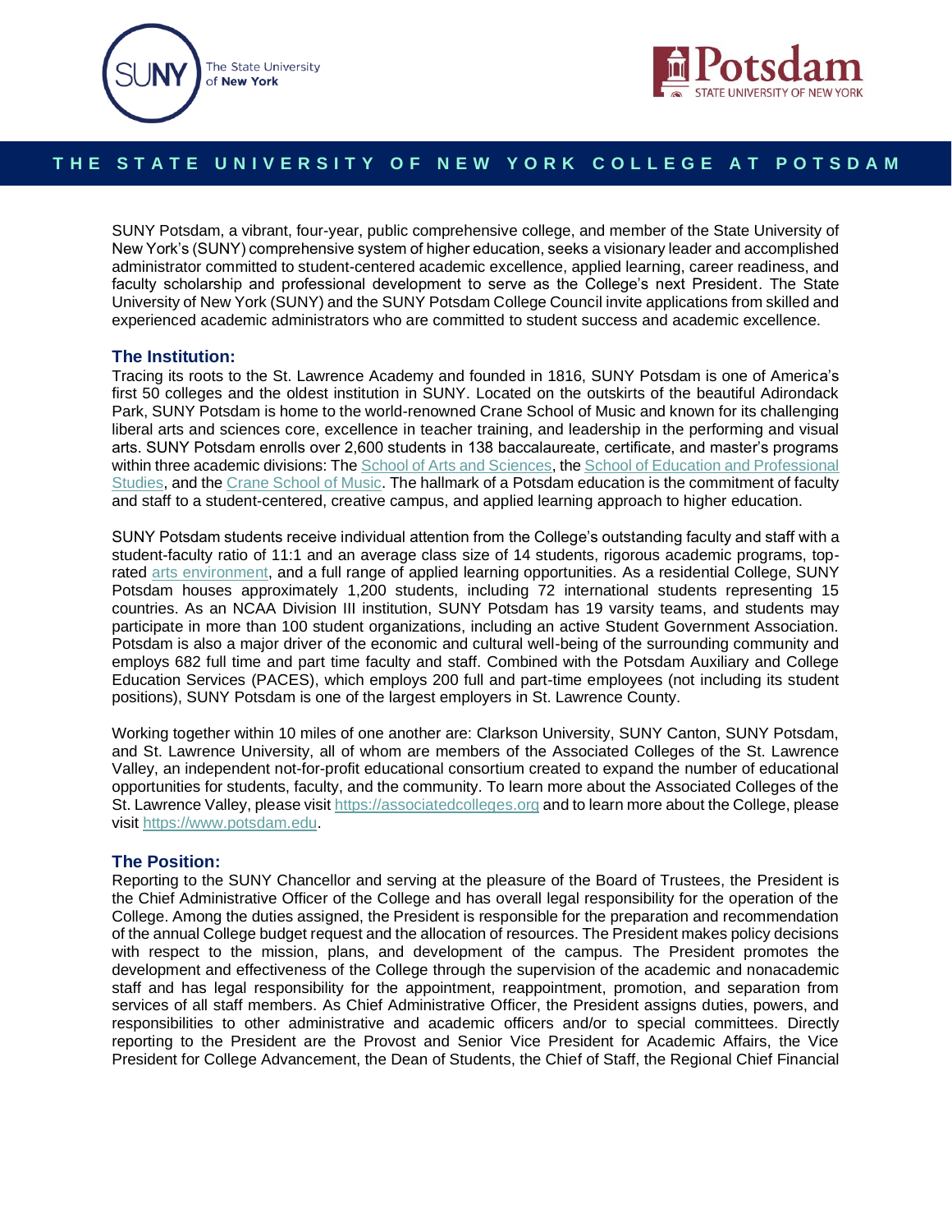# THE STATE UNIVERSITY OF NEW YORK COLLEGE AT POTSDAM

SUNY Potsdam, a vibrant, four-year, public comprehensive college, and member of the State University of New York's (SUNY) comprehensive system of higher education, seeks a visionary leader and accomplished administrator committed to student-centered academic excellence, applied learning, career readiness, and faculty scholarship and professional development to serve as the College's next President. The State University of New York (SUNY) and the SUNY Potsdam College Council invite applications from skilled and experienced academic administrators who are committed to student success and academic excellence.

## The Institution:

Tracing its roots to the St. Lawrence Academy and founded in 1816, SUNY Potsdam is one of America's first 50 colleges and the oldest institution in SUNY. Located on the outskirts of the beautiful Adirondack Park, SUNY Potsdam is home to the world-renowned Crane School of Music and known for its challenging liberal arts and sciences core, excellence in teacher training, and leadership in the performing and visual arts. SUNY Potsdam enrolls over 2,600 students in 138 baccalaureate, certificate, and master's programs within three academic divisions: The School of Arts and Sciences, the School of Education and Professional Studies, and the Crane School of Music. The hallmark of a Potsdam education is the commitment of faculty and staff to a student-centered, creative campus, and applied learning approach to higher education.

SUNY Potsdam students receive individual attention from the College's outstanding faculty and staff with a student-faculty ratio of 11:1 and an average class size of 14 students, rigorous academic programs, top-rated arts environment, and a full range of applied learning opportunities. As a residential College, SUNY Potsdam houses approximately 1,200 students, including 72 international students representing 15 countries. As an NCAA Division III institution, SUNY Potsdam has 19 varsity teams, and students may participate in more than 100 student organizations, including an active Student Government Association. Potsdam is also a major driver of the economic and cultural well-being of the surrounding community and employs 682 full time and part time faculty and staff. Combined with the Potsdam Auxiliary and College Education Services (PACES), which employs 200 full and part-time employees (not including its student positions), SUNY Potsdam is one of the largest employers in St. Lawrence County.

Working together within 10 miles of one another are: Clarkson University, SUNY Canton, SUNY Potsdam, and St. Lawrence University, all of whom are members of the Associated Colleges of the St. Lawrence Valley, an independent not-for-profit educational consortium created to expand the number of educational opportunities for students, faculty, and the community. To learn more about the Associated Colleges of the St. Lawrence Valley, please visit https://associatedcolleges.org and to learn more about the College, please visit https://www.potsdam.edu.

## The Position:

Reporting to the SUNY Chancellor and serving at the pleasure of the Board of Trustees, the President is the Chief Administrative Officer of the College and has overall legal responsibility for the operation of the College. Among the duties assigned, the President is responsible for the preparation and recommendation of the annual College budget request and the allocation of resources. The President makes policy decisions with respect to the mission, plans, and development of the campus. The President promotes the development and effectiveness of the College through the supervision of the academic and nonacademic staff and has legal responsibility for the appointment, reappointment, promotion, and separation from services of all staff members. As Chief Administrative Officer, the President assigns duties, powers, and responsibilities to other administrative and academic officers and/or to special committees. Directly reporting to the President are the Provost and Senior Vice President for Academic Affairs, the Vice President for College Advancement, the Dean of Students, the Chief of Staff, the Regional Chief Financial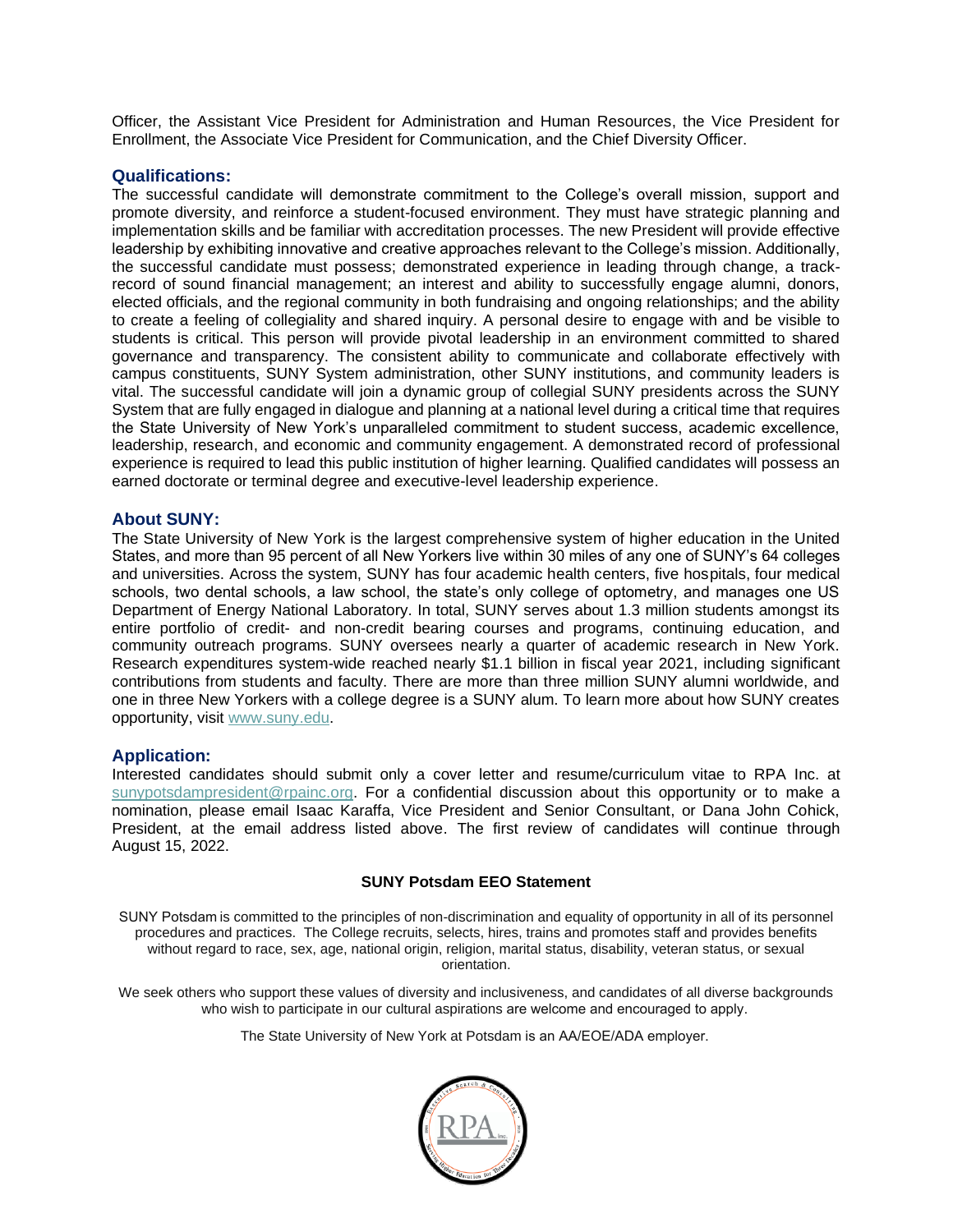Officer, the Assistant Vice President for Administration and Human Resources, the Vice President for Enrollment, the Associate Vice President for Communication, and the Chief Diversity Officer.

## Qualifications:

The successful candidate will demonstrate commitment to the College's overall mission, support and promote diversity, and reinforce a student-focused environment. They must have strategic planning and implementation skills and be familiar with accreditation processes. The new President will provide effective leadership by exhibiting innovative and creative approaches relevant to the College's mission. Additionally, the successful candidate must possess; demonstrated experience in leading through change, a track-record of sound financial management; an interest and ability to successfully engage alumni, donors, elected officials, and the regional community in both fundraising and ongoing relationships; and the ability to create a feeling of collegiality and shared inquiry. A personal desire to engage with and be visible to students is critical. This person will provide pivotal leadership in an environment committed to shared governance and transparency. The consistent ability to communicate and collaborate effectively with campus constituents, SUNY System administration, other SUNY institutions, and community leaders is vital. The successful candidate will join a dynamic group of collegial SUNY presidents across the SUNY System that are fully engaged in dialogue and planning at a national level during a critical time that requires the State University of New York's unparalleled commitment to student success, academic excellence, leadership, research, and economic and community engagement. A demonstrated record of professional experience is required to lead this public institution of higher learning. Qualified candidates will possess an earned doctorate or terminal degree and executive-level leadership experience.

## About SUNY:

The State University of New York is the largest comprehensive system of higher education in the United States, and more than 95 percent of all New Yorkers live within 30 miles of any one of SUNY's 64 colleges and universities. Across the system, SUNY has four academic health centers, five hospitals, four medical schools, two dental schools, a law school, the state's only college of optometry, and manages one US Department of Energy National Laboratory. In total, SUNY serves about 1.3 million students amongst its entire portfolio of credit- and non-credit bearing courses and programs, continuing education, and community outreach programs. SUNY oversees nearly a quarter of academic research in New York. Research expenditures system-wide reached nearly $1.1 billion in fiscal year 2021, including significant contributions from students and faculty. There are more than three million SUNY alumni worldwide, and one in three New Yorkers with a college degree is a SUNY alum. To learn more about how SUNY creates opportunity, visit www.suny.edu.

## Application:

Interested candidates should submit only a cover letter and resume/curriculum vitae to RPA Inc. at sunypotsdampresident@rpainc.org. For a confidential discussion about this opportunity or to make a nomination, please email Isaac Karaffa, Vice President and Senior Consultant, or Dana John Cohick, President, at the email address listed above. The first review of candidates will continue through August 15, 2022.

**SUNY Potsdam EEO Statement**

SUNY Potsdam is committed to the principles of non-discrimination and equality of opportunity in all of its personnel procedures and practices. The College recruits, selects, hires, trains and promotes staff and provides benefits without regard to race, sex, age, national origin, religion, marital status, disability, veteran status, or sexual orientation.

We seek others who support these values of diversity and inclusiveness, and candidates of all diverse backgrounds who wish to participate in our cultural aspirations are welcome and encouraged to apply.

The State University of New York at Potsdam is an AA/EOE/ADA employer.